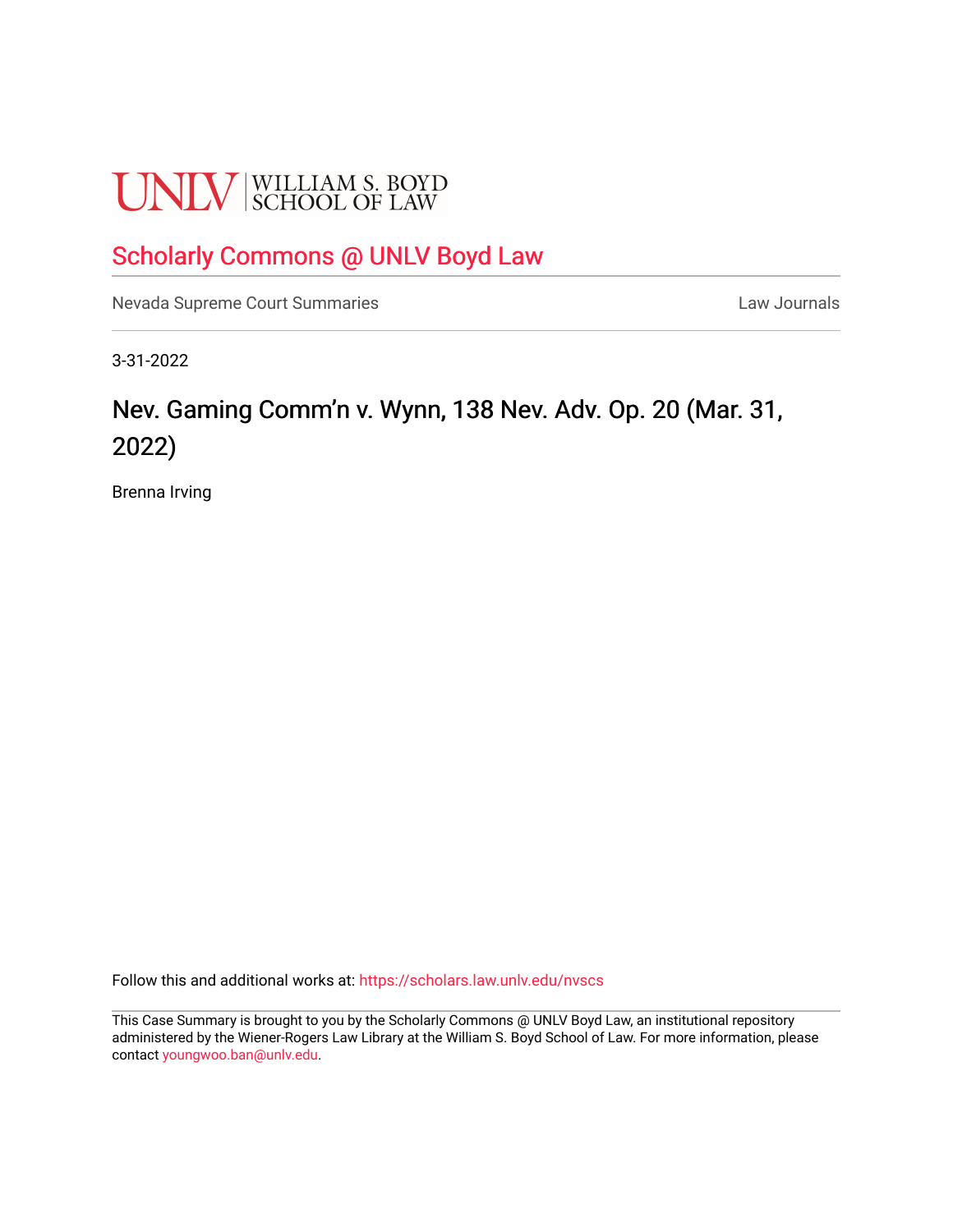UNLV | WILLIAM S. BOYD SCHOOL OF LAW

## Scholarly Commons @ UNLV Boyd Law

Nevada Supreme Court Summaries Law Journals

3-31-2022

# Nev. Gaming Comm'n v. Wynn, 138 Nev. Adv. Op. 20 (Mar. 31, 2022)

Brenna Irving

Follow this and additional works at: https://scholars.law.unlv.edu/nvscs

This Case Summary is brought to you by the Scholarly Commons @ UNLV Boyd Law, an institutional repository administered by the Wiener-Rogers Law Library at the William S. Boyd School of Law. For more information, please contact youngwoo.ban@unlv.edu.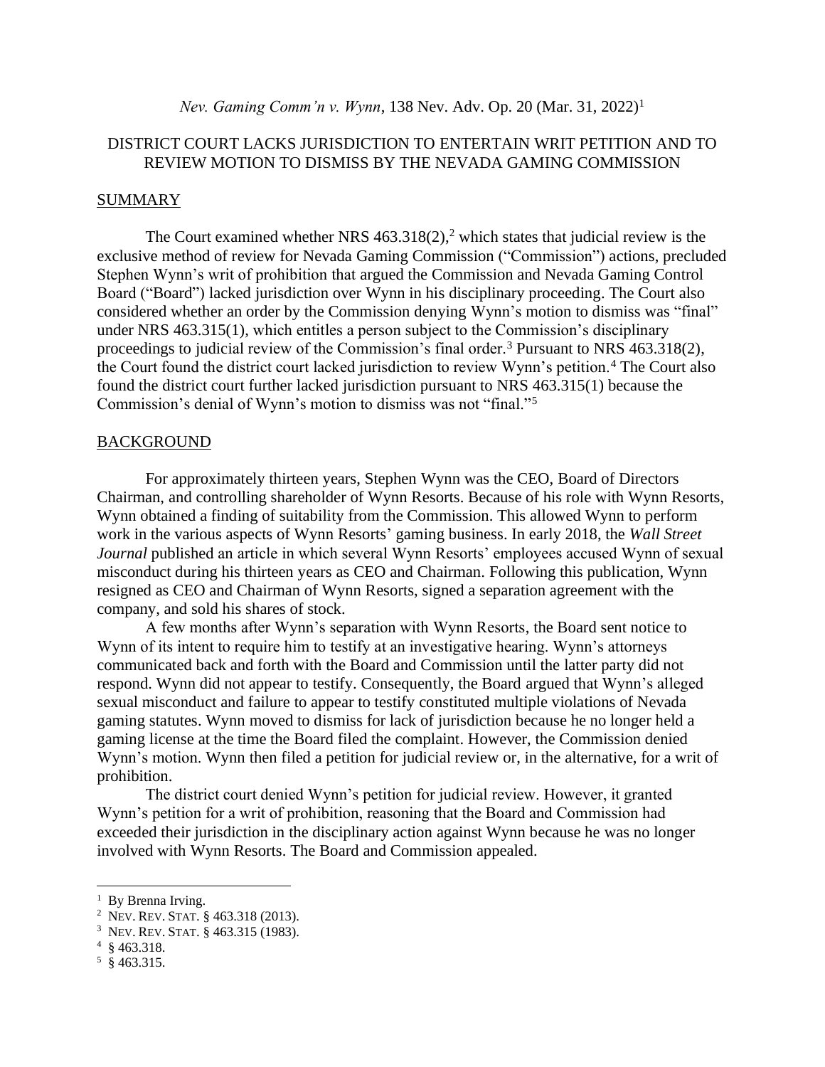*Nev. Gaming Comm'n v. Wynn*, 138 Nev. Adv. Op. 20 (Mar. 31, 2022)[1]

DISTRICT COURT LACKS JURISDICTION TO ENTERTAIN WRIT PETITION AND TO REVIEW MOTION TO DISMISS BY THE NEVADA GAMING COMMISSION

## SUMMARY

The Court examined whether NRS 463.318(2),[2] which states that judicial review is the exclusive method of review for Nevada Gaming Commission ("Commission") actions, precluded Stephen Wynn's writ of prohibition that argued the Commission and Nevada Gaming Control Board ("Board") lacked jurisdiction over Wynn in his disciplinary proceeding. The Court also considered whether an order by the Commission denying Wynn's motion to dismiss was "final" under NRS 463.315(1), which entitles a person subject to the Commission's disciplinary proceedings to judicial review of the Commission's final order.[3] Pursuant to NRS 463.318(2), the Court found the district court lacked jurisdiction to review Wynn's petition.[4] The Court also found the district court further lacked jurisdiction pursuant to NRS 463.315(1) because the Commission's denial of Wynn's motion to dismiss was not "final."[5]

## BACKGROUND

For approximately thirteen years, Stephen Wynn was the CEO, Board of Directors Chairman, and controlling shareholder of Wynn Resorts. Because of his role with Wynn Resorts, Wynn obtained a finding of suitability from the Commission. This allowed Wynn to perform work in the various aspects of Wynn Resorts' gaming business. In early 2018, the *Wall Street Journal* published an article in which several Wynn Resorts' employees accused Wynn of sexual misconduct during his thirteen years as CEO and Chairman. Following this publication, Wynn resigned as CEO and Chairman of Wynn Resorts, signed a separation agreement with the company, and sold his shares of stock.

A few months after Wynn's separation with Wynn Resorts, the Board sent notice to Wynn of its intent to require him to testify at an investigative hearing. Wynn's attorneys communicated back and forth with the Board and Commission until the latter party did not respond. Wynn did not appear to testify. Consequently, the Board argued that Wynn's alleged sexual misconduct and failure to appear to testify constituted multiple violations of Nevada gaming statutes. Wynn moved to dismiss for lack of jurisdiction because he no longer held a gaming license at the time the Board filed the complaint. However, the Commission denied Wynn's motion. Wynn then filed a petition for judicial review or, in the alternative, for a writ of prohibition.

The district court denied Wynn's petition for judicial review. However, it granted Wynn's petition for a writ of prohibition, reasoning that the Board and Commission had exceeded their jurisdiction in the disciplinary action against Wynn because he was no longer involved with Wynn Resorts. The Board and Commission appealed.

---

[1] By Brenna Irving.

[2] NEV. REV. STAT. § 463.318 (2013).

[3] NEV. REV. STAT. § 463.315 (1983).

[4] § 463.318.

[5] § 463.315.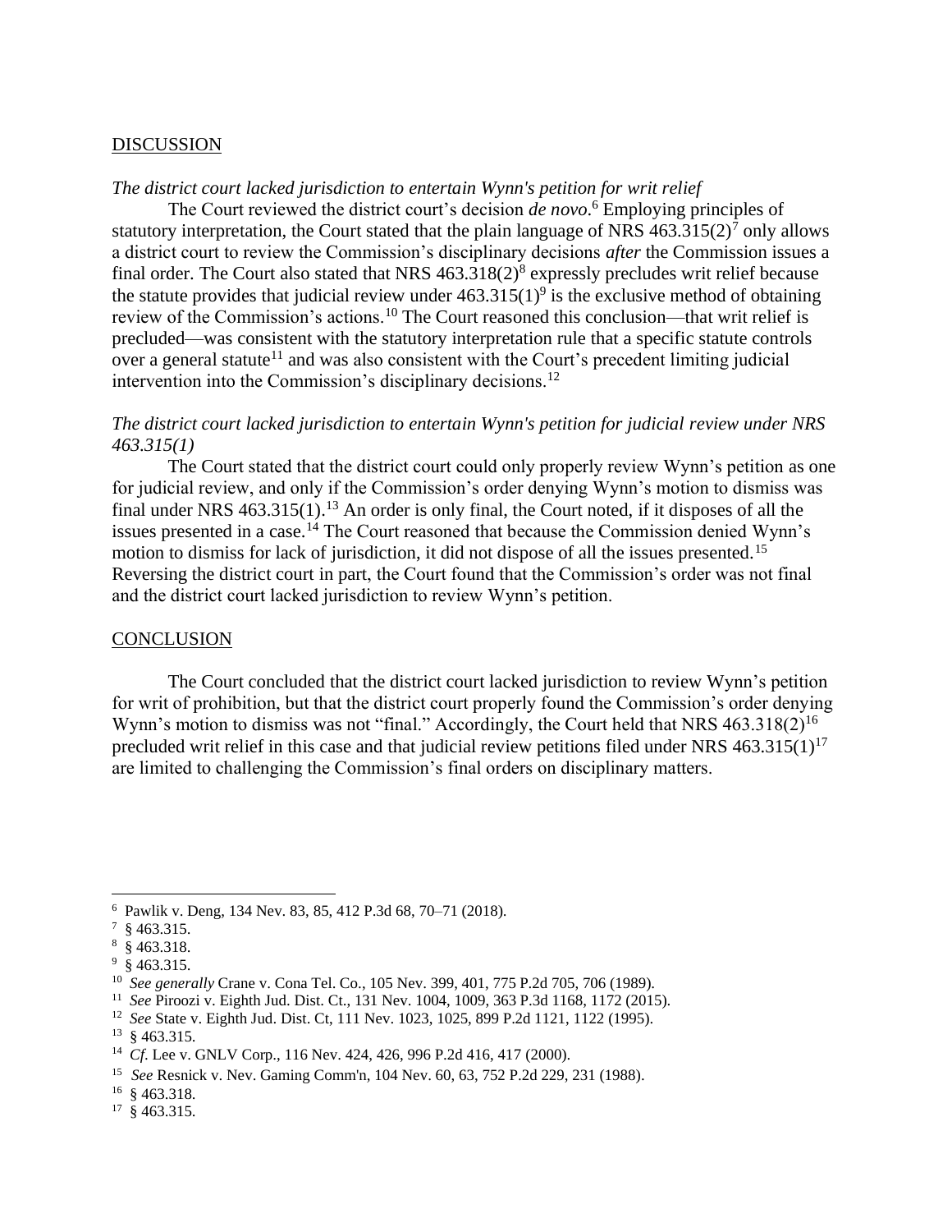DISCUSSION

*The district court lacked jurisdiction to entertain Wynn's petition for writ relief*

The Court reviewed the district court's decision *de novo*.[6] Employing principles of statutory interpretation, the Court stated that the plain language of NRS 463.315(2)[7] only allows a district court to review the Commission's disciplinary decisions *after* the Commission issues a final order. The Court also stated that NRS 463.318(2)[8] expressly precludes writ relief because the statute provides that judicial review under 463.315(1)[9] is the exclusive method of obtaining review of the Commission's actions.[10] The Court reasoned this conclusion—that writ relief is precluded—was consistent with the statutory interpretation rule that a specific statute controls over a general statute[11] and was also consistent with the Court's precedent limiting judicial intervention into the Commission's disciplinary decisions.[12]

*The district court lacked jurisdiction to entertain Wynn's petition for judicial review under NRS 463.315(1)*

The Court stated that the district court could only properly review Wynn's petition as one for judicial review, and only if the Commission's order denying Wynn's motion to dismiss was final under NRS 463.315(1).[13] An order is only final, the Court noted, if it disposes of all the issues presented in a case.[14] The Court reasoned that because the Commission denied Wynn's motion to dismiss for lack of jurisdiction, it did not dispose of all the issues presented.[15] Reversing the district court in part, the Court found that the Commission's order was not final and the district court lacked jurisdiction to review Wynn's petition.

CONCLUSION

The Court concluded that the district court lacked jurisdiction to review Wynn's petition for writ of prohibition, but that the district court properly found the Commission's order denying Wynn's motion to dismiss was not "final." Accordingly, the Court held that NRS 463.318(2)[16] precluded writ relief in this case and that judicial review petitions filed under NRS 463.315(1)[17] are limited to challenging the Commission's final orders on disciplinary matters.

---

6 Pawlik v. Deng, 134 Nev. 83, 85, 412 P.3d 68, 70–71 (2018).

7 § 463.315.

8 § 463.318.

9 § 463.315.

10 *See generally* Crane v. Cona Tel. Co., 105 Nev. 399, 401, 775 P.2d 705, 706 (1989).

11 *See* Piroozi v. Eighth Jud. Dist. Ct., 131 Nev. 1004, 1009, 363 P.3d 1168, 1172 (2015).

12 *See* State v. Eighth Jud. Dist. Ct, 111 Nev. 1023, 1025, 899 P.2d 1121, 1122 (1995).

13 § 463.315.

14 *Cf.* Lee v. GNLV Corp., 116 Nev. 424, 426, 996 P.2d 416, 417 (2000).

15 *See* Resnick v. Nev. Gaming Comm'n, 104 Nev. 60, 63, 752 P.2d 229, 231 (1988).

16 § 463.318.

17 § 463.315.